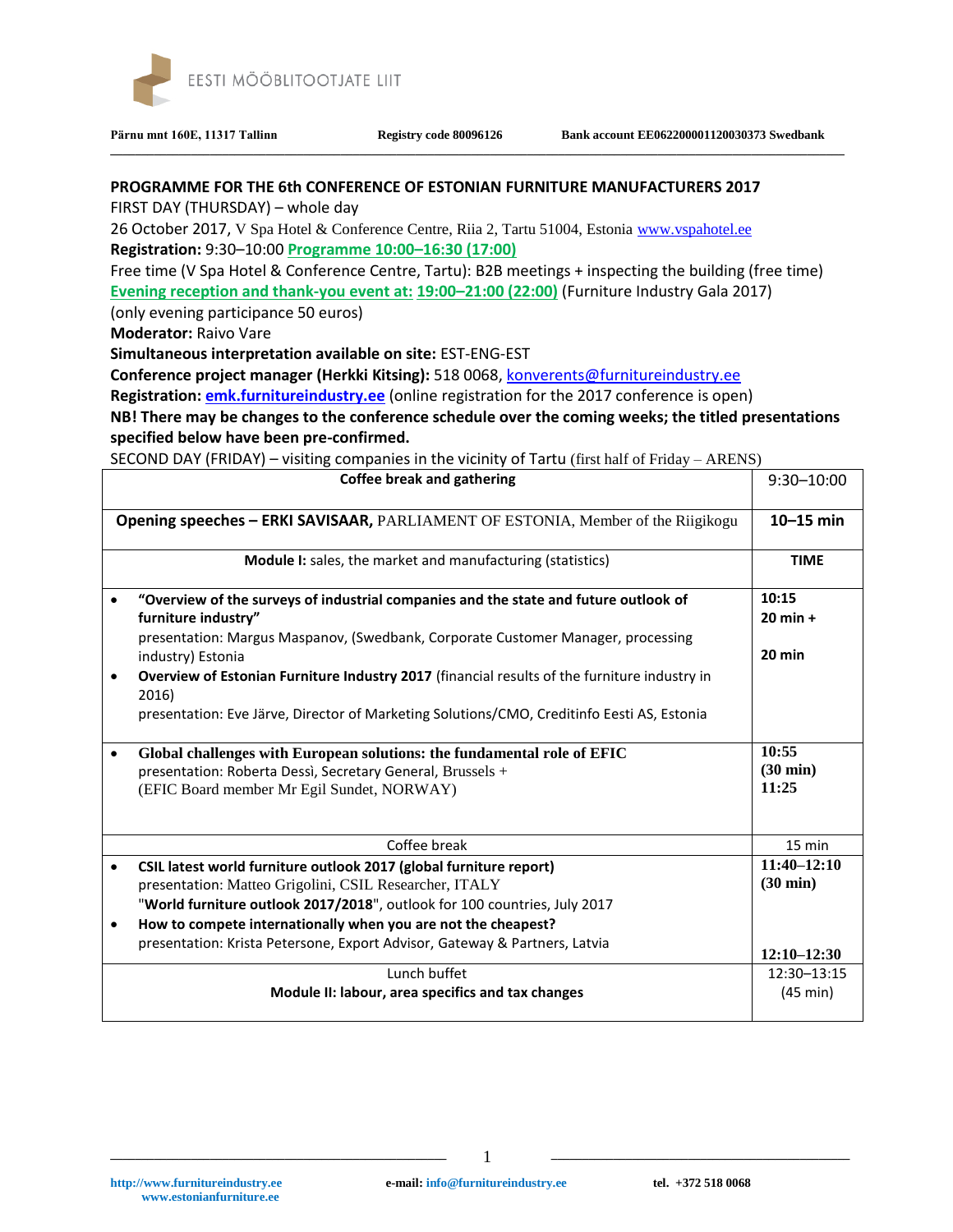EESTI MÖÖBLITOOTJATE LIIT

**Pärnu mnt 160E, 11317 Tallinn** **Registry code 80096126** **Bank account EE062200001120030373 Swedbank**

**PROGRAMME FOR THE 6th CONFERENCE OF ESTONIAN FURNITURE MANUFACTURERS 2017**

FIRST DAY (THURSDAY) – whole day

26 October 2017, V Spa Hotel & Conference Centre, Riia 2, Tartu 51004, Estonia www.vspahotel.ee

**Registration:** 9:30–10:00 **Programme 10:00–16:30 (17:00)**

Free time (V Spa Hotel & Conference Centre, Tartu): B2B meetings + inspecting the building (free time)

**Evening reception and thank-you event at: 19:00–21:00 (22:00)** (Furniture Industry Gala 2017)

(only evening participance 50 euros)

**Moderator:** Raivo Vare

**Simultaneous interpretation available on site:** EST-ENG-EST

**Conference project manager (Herkki Kitsing):** 518 0068, konverents@furnitureindustry.ee

**Registration:** **emk.furnitureindustry.ee** (online registration for the 2017 conference is open)

**NB! There may be changes to the conference schedule over the coming weeks; the titled presentations specified below have been pre-confirmed.**

SECOND DAY (FRIDAY) – visiting companies in the vicinity of Tartu (first half of Friday – ARENS)

| | |
|---|---|
| **Coffee break and gathering** | 9:30–10:00 |
| **Opening speeches – ERKI SAVISAAR,** PARLIAMENT OF ESTONIA, Member of the Riigikogu | **10–15 min** |
| **Module I:** sales, the market and manufacturing (statistics) | **TIME** |
| • **"Overview of the surveys of industrial companies and the state and future outlook of furniture industry"**<br>presentation: Margus Maspanov, (Swedbank, Corporate Customer Manager, processing industry) Estonia<br>• **Overview of Estonian Furniture Industry 2017** (financial results of the furniture industry in 2016)<br>presentation: Eve Järve, Director of Marketing Solutions/CMO, Creditinfo Eesti AS, Estonia | **10:15**<br>**20 min +**<br><br>**20 min** |
| • **Global challenges with European solutions: the fundamental role of EFIC**<br>presentation: Roberta Dessì, Secretary General, Brussels +<br>(EFIC Board member Mr Egil Sundet, NORWAY) | **10:55**<br>**(30 min)**<br>**11:25** |
| Coffee break | 15 min |
| • **CSIL latest world furniture outlook 2017 (global furniture report)**<br>presentation: Matteo Grigolini, CSIL Researcher, ITALY<br>"**World furniture outlook 2017/2018**", outlook for 100 countries, July 2017<br>• **How to compete internationally when you are not the cheapest?**<br>presentation: Krista Petersone, Export Advisor, Gateway & Partners, Latvia | **11:40–12:10**<br>**(30 min)**<br><br>**12:10–12:30** |
| Lunch buffet<br>**Module II: labour, area specifics and tax changes** | 12:30–13:15<br>(45 min) |

http://www.furnitureindustry.ee
www.estonianfurniture.ee

**e-mail:** info@furnitureindustry.ee

**tel. +372 518 0068**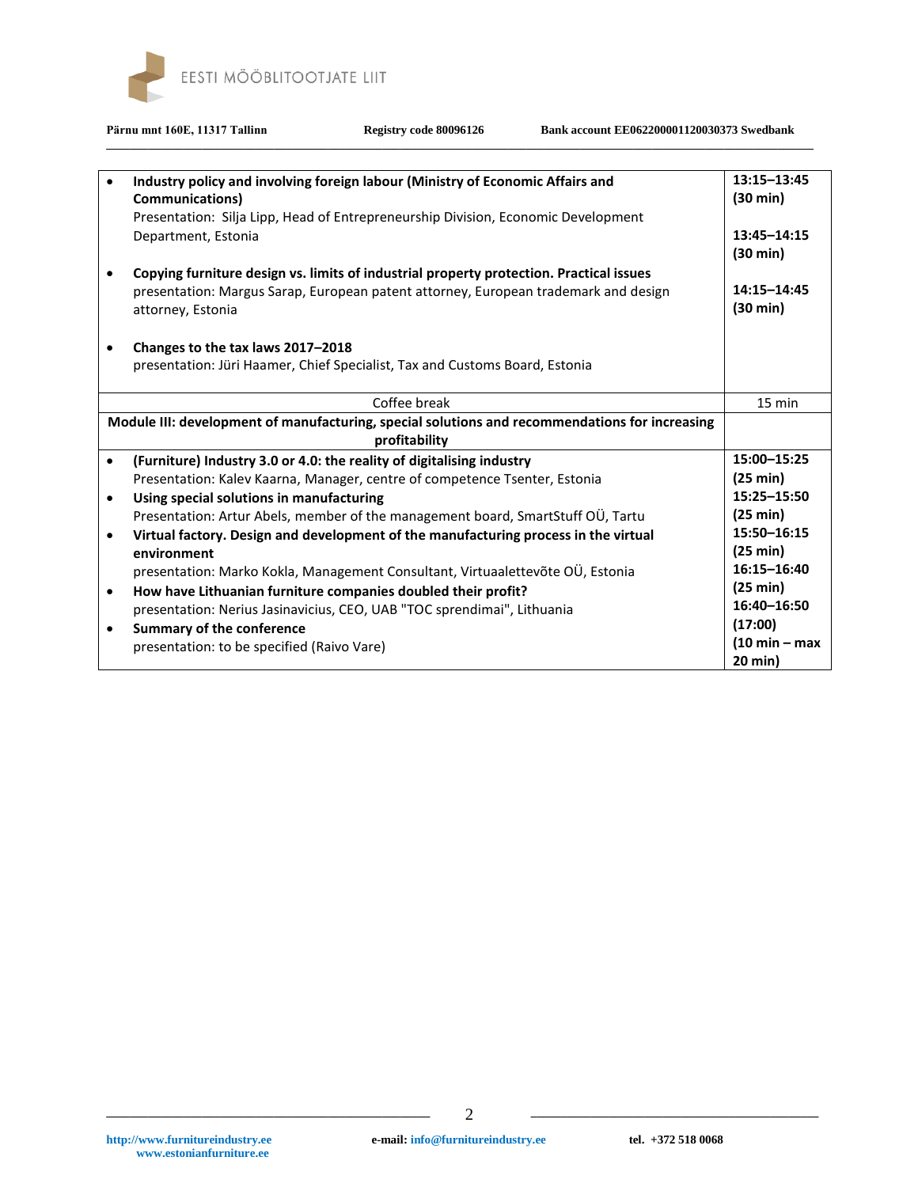EESTI MÖÖBLITOOTJATE LIIT

**Pärnu mnt 160E, 11317 Tallinn** **Registry code 80096126** **Bank account EE062200001120030373 Swedbank**

| | |
|---|---|
| • **Industry policy and involving foreign labour (Ministry of Economic Affairs and Communications)**<br>Presentation: Silja Lipp, Head of Entrepreneurship Division, Economic Development Department, Estonia<br>• **Copying furniture design vs. limits of industrial property protection. Practical issues**<br>presentation: Margus Sarap, European patent attorney, European trademark and design attorney, Estonia<br>• **Changes to the tax laws 2017–2018**<br>presentation: Jüri Haamer, Chief Specialist, Tax and Customs Board, Estonia | **13:15–13:45 (30 min)**<br>**13:45–14:15 (30 min)**<br>**14:15–14:45 (30 min)** |
| Coffee break | 15 min |
| **Module III: development of manufacturing, special solutions and recommendations for increasing profitability** | |
| • **(Furniture) Industry 3.0 or 4.0: the reality of digitalising industry**<br>Presentation: Kalev Kaarna, Manager, centre of competence Tsenter, Estonia<br>• **Using special solutions in manufacturing**<br>Presentation: Artur Abels, member of the management board, SmartStuff OÜ, Tartu<br>• **Virtual factory. Design and development of the manufacturing process in the virtual environment**<br>presentation: Marko Kokla, Management Consultant, Virtuaalettevõte OÜ, Estonia<br>• **How have Lithuanian furniture companies doubled their profit?**<br>presentation: Nerius Jasinavicius, CEO, UAB "TOC sprendimai", Lithuania<br>• **Summary of the conference**<br>presentation: to be specified (Raivo Vare) | **15:00–15:25 (25 min)**<br>**15:25–15:50 (25 min)**<br>**15:50–16:15 (25 min)**<br>**16:15–16:40 (25 min)**<br>**16:40–16:50 (17:00) (10 min – max 20 min)** |

**http://www.furnitureindustry.ee**
**www.estonianfurniture.ee**
**e-mail: info@furnitureindustry.ee**
**tel. +372 518 0068**